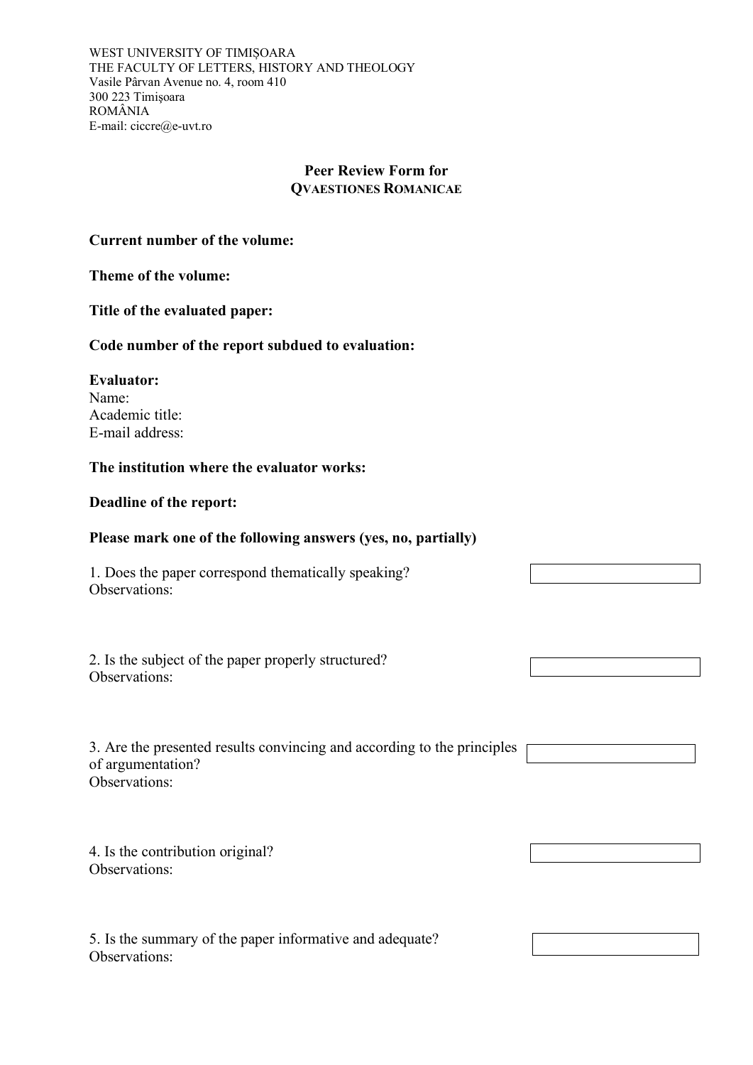WEST UNIVERSITY OF TIMIȘOARA
THE FACULTY OF LETTERS, HISTORY AND THEOLOGY
Vasile Pârvan Avenue no. 4, room 410
300 223 Timişoara
ROMÂNIA
E-mail: ciccre@e-uvt.ro

## Peer Review Form for QVAESTIONES ROMANICAE

**Current number of the volume:**

**Theme of the volume:**

**Title of the evaluated paper:**

**Code number of the report subdued to evaluation:**

**Evaluator:**
Name:
Academic title:
E-mail address:

**The institution where the evaluator works:**

**Deadline of the report:**

**Please mark one of the following answers (yes, no, partially)**

1. Does the paper correspond thematically speaking?
Observations:

2. Is the subject of the paper properly structured?
Observations:

3. Are the presented results convincing and according to the principles of argumentation?
Observations:

4. Is the contribution original?
Observations:

5. Is the summary of the paper informative and adequate?
Observations: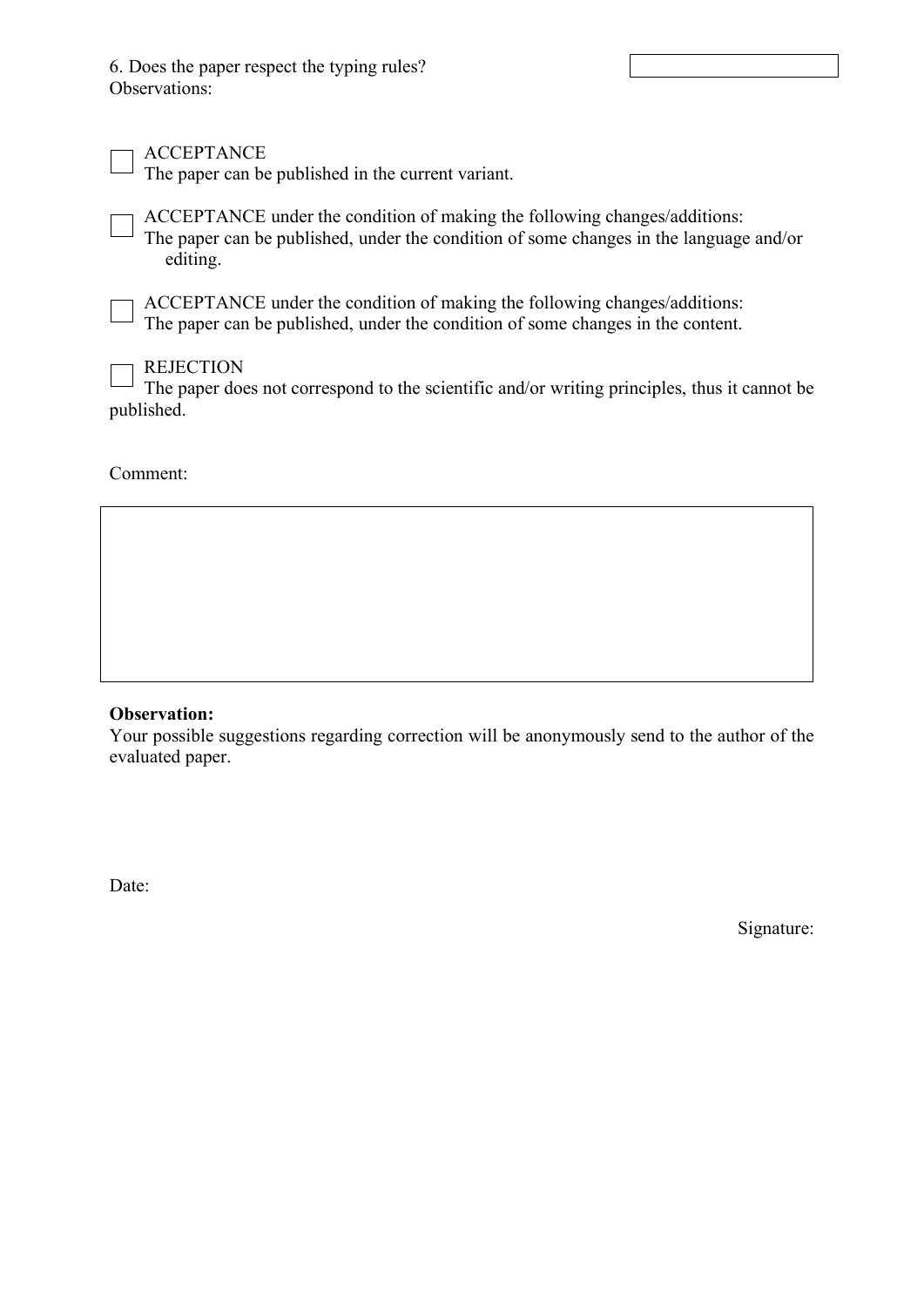6. Does the paper respect the typing rules?
Observations:

☐ ACCEPTANCE
The paper can be published in the current variant.

☐ ACCEPTANCE under the condition of making the following changes/additions:
The paper can be published, under the condition of some changes in the language and/or editing.

☐ ACCEPTANCE under the condition of making the following changes/additions:
The paper can be published, under the condition of some changes in the content.

☐ REJECTION
The paper does not correspond to the scientific and/or writing principles, thus it cannot be published.

Comment:

**Observation:**
Your possible suggestions regarding correction will be anonymously send to the author of the evaluated paper.

Date:

Signature: